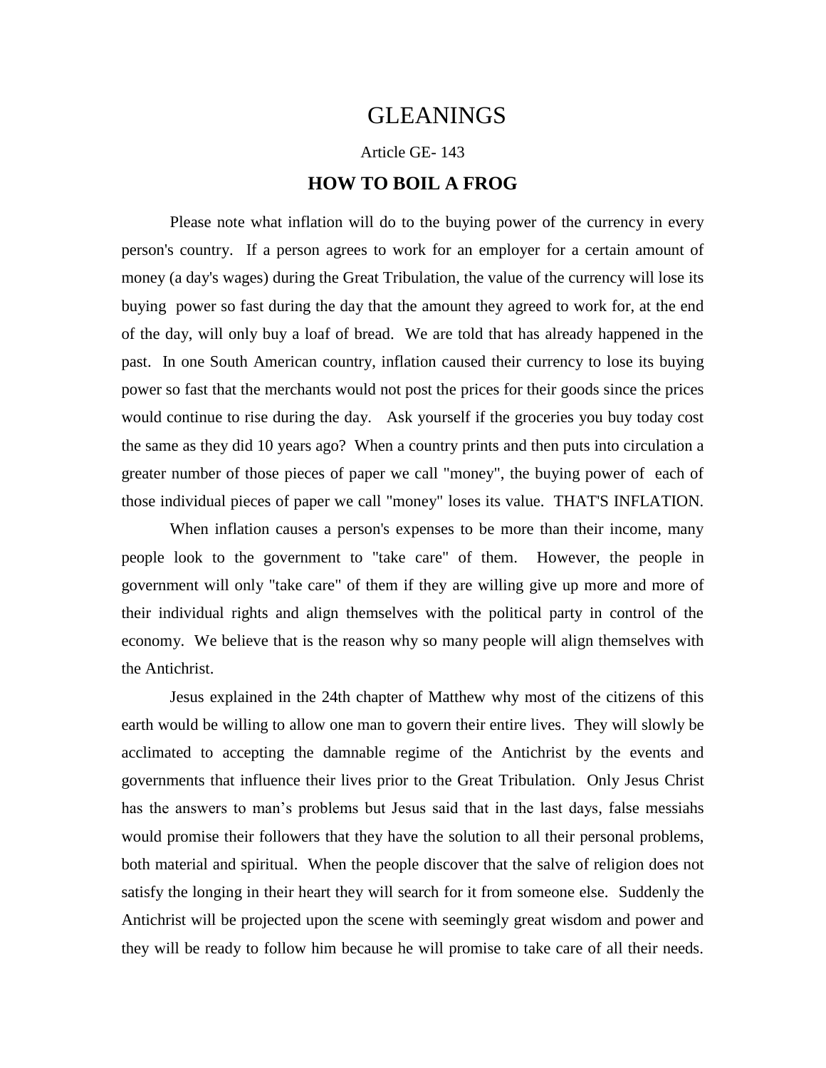# GLEANINGS

Article GE- 143

## HOW TO BOIL A FROG

Please note what inflation will do to the buying power of the currency in every person's country. If a person agrees to work for an employer for a certain amount of money (a day's wages) during the Great Tribulation, the value of the currency will lose its buying power so fast during the day that the amount they agreed to work for, at the end of the day, will only buy a loaf of bread. We are told that has already happened in the past. In one South American country, inflation caused their currency to lose its buying power so fast that the merchants would not post the prices for their goods since the prices would continue to rise during the day. Ask yourself if the groceries you buy today cost the same as they did 10 years ago? When a country prints and then puts into circulation a greater number of those pieces of paper we call "money", the buying power of each of those individual pieces of paper we call "money" loses its value. THAT'S INFLATION.

When inflation causes a person's expenses to be more than their income, many people look to the government to "take care" of them. However, the people in government will only "take care" of them if they are willing give up more and more of their individual rights and align themselves with the political party in control of the economy. We believe that is the reason why so many people will align themselves with the Antichrist.

Jesus explained in the 24th chapter of Matthew why most of the citizens of this earth would be willing to allow one man to govern their entire lives. They will slowly be acclimated to accepting the damnable regime of the Antichrist by the events and governments that influence their lives prior to the Great Tribulation. Only Jesus Christ has the answers to man's problems but Jesus said that in the last days, false messiahs would promise their followers that they have the solution to all their personal problems, both material and spiritual. When the people discover that the salve of religion does not satisfy the longing in their heart they will search for it from someone else. Suddenly the Antichrist will be projected upon the scene with seemingly great wisdom and power and they will be ready to follow him because he will promise to take care of all their needs.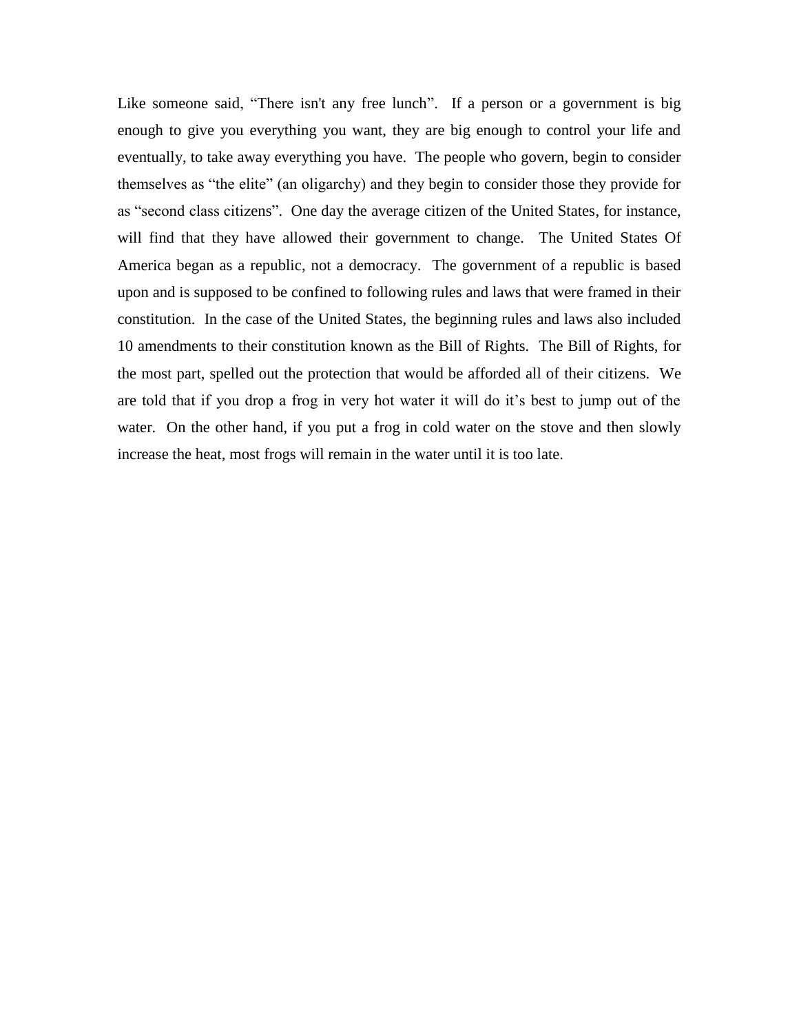Like someone said, “There isn't any free lunch”. If a person or a government is big enough to give you everything you want, they are big enough to control your life and eventually, to take away everything you have. The people who govern, begin to consider themselves as “the elite” (an oligarchy) and they begin to consider those they provide for as “second class citizens”. One day the average citizen of the United States, for instance, will find that they have allowed their government to change. The United States Of America began as a republic, not a democracy. The government of a republic is based upon and is supposed to be confined to following rules and laws that were framed in their constitution. In the case of the United States, the beginning rules and laws also included 10 amendments to their constitution known as the Bill of Rights. The Bill of Rights, for the most part, spelled out the protection that would be afforded all of their citizens. We are told that if you drop a frog in very hot water it will do it’s best to jump out of the water. On the other hand, if you put a frog in cold water on the stove and then slowly increase the heat, most frogs will remain in the water until it is too late.